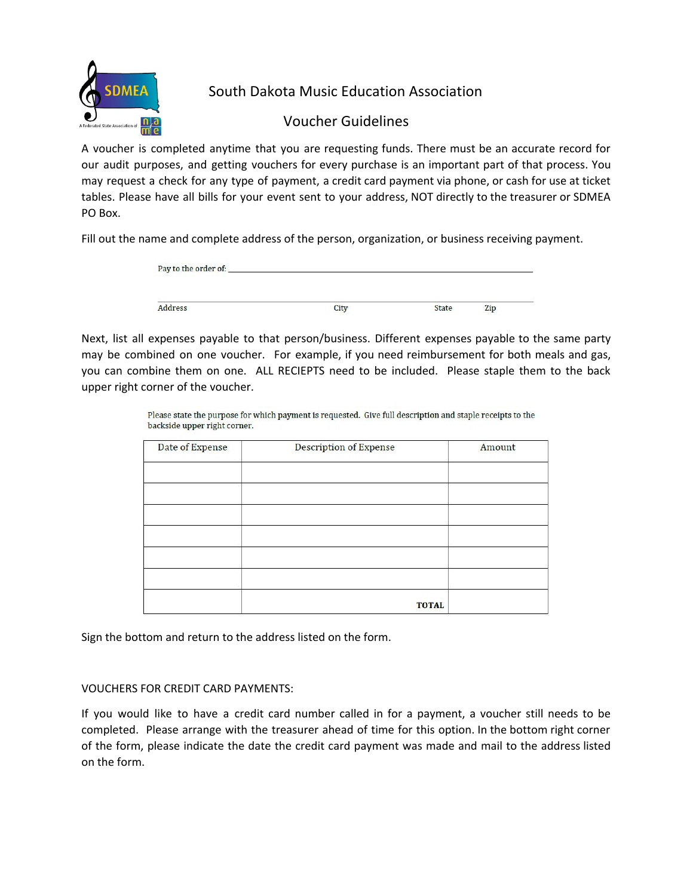# South Dakota Music Education Association

## Voucher Guidelines

A voucher is completed anytime that you are requesting funds. There must be an accurate record for our audit purposes, and getting vouchers for every purchase is an important part of that process. You may request a check for any type of payment, a credit card payment via phone, or cash for use at ticket tables. Please have all bills for your event sent to your address, NOT directly to the treasurer or SDMEA PO Box.

Fill out the name and complete address of the person, organization, or business receiving payment.

Pay to the order of: ______________________________________________

______________________________________________
Address                    City                    State          Zip

Next, list all expenses payable to that person/business. Different expenses payable to the same party may be combined on one voucher. For example, if you need reimbursement for both meals and gas, you can combine them on one. ALL RECIEPTS need to be included. Please staple them to the back upper right corner of the voucher.

Please state the purpose for which payment is requested. Give full description and staple receipts to the backside upper right corner.

| Date of Expense | Description of Expense | Amount |
| --- | --- | --- |
| | | |
| | | |
| | | |
| | | |
| | | |
| | | |
| | TOTAL | |

Sign the bottom and return to the address listed on the form.

VOUCHERS FOR CREDIT CARD PAYMENTS:

If you would like to have a credit card number called in for a payment, a voucher still needs to be completed. Please arrange with the treasurer ahead of time for this option. In the bottom right corner of the form, please indicate the date the credit card payment was made and mail to the address listed on the form.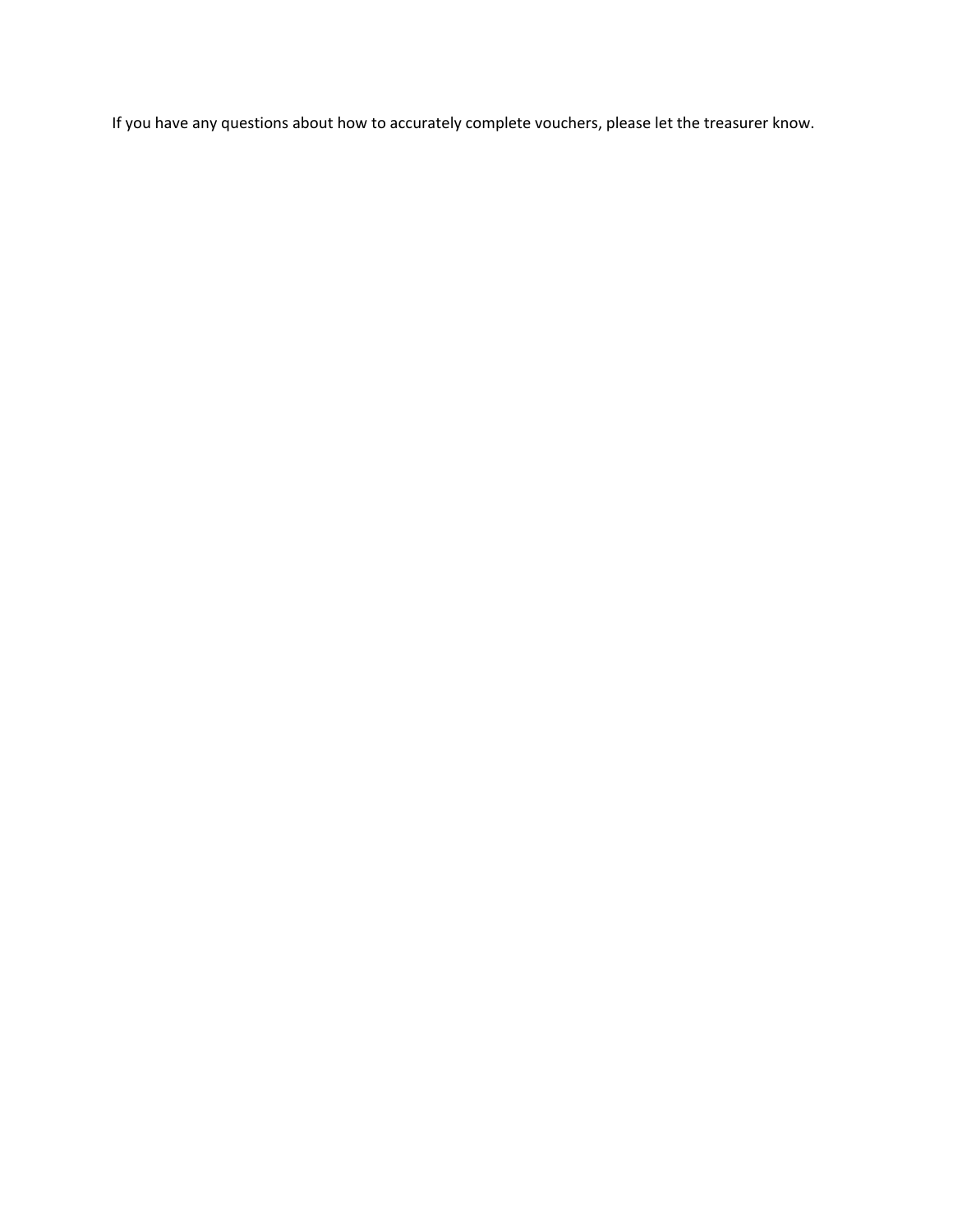If you have any questions about how to accurately complete vouchers, please let the treasurer know.